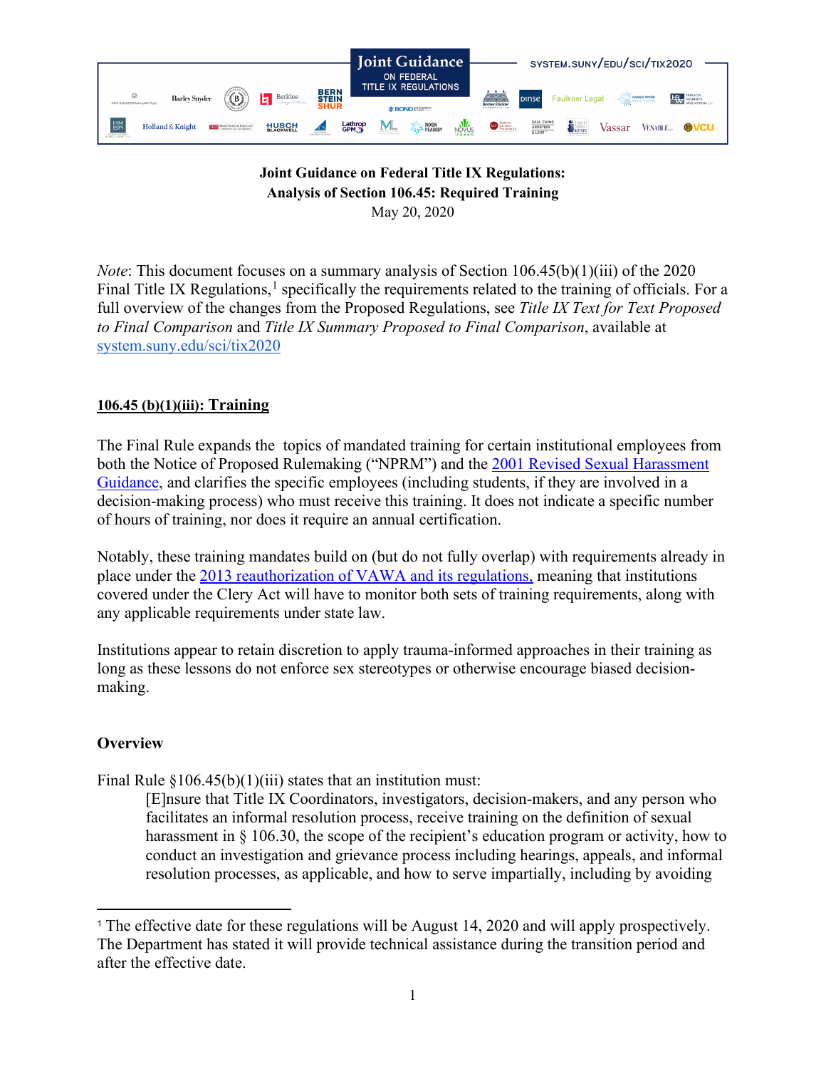**Joint Guidance on Federal Title IX Regulations:**
**Analysis of Section 106.45: Required Training**
May 20, 2020

*Note*: This document focuses on a summary analysis of Section 106.45(b)(1)(iii) of the 2020 Final Title IX Regulations,[1] specifically the requirements related to the training of officials. For a full overview of the changes from the Proposed Regulations, see *Title IX Text for Text Proposed to Final Comparison* and *Title IX Summary Proposed to Final Comparison*, available at [system.suny.edu/sci/tix2020](system.suny.edu/sci/tix2020)

## 106.45 (b)(1)(iii): Training

The Final Rule expands the topics of mandated training for certain institutional employees from both the Notice of Proposed Rulemaking ("NPRM") and the [2001 Revised Sexual Harassment Guidance](), and clarifies the specific employees (including students, if they are involved in a decision-making process) who must receive this training. It does not indicate a specific number of hours of training, nor does it require an annual certification.

Notably, these training mandates build on (but do not fully overlap) with requirements already in place under the [2013 reauthorization of VAWA and its regulations,]() meaning that institutions covered under the Clery Act will have to monitor both sets of training requirements, along with any applicable requirements under state law.

Institutions appear to retain discretion to apply trauma-informed approaches in their training as long as these lessons do not enforce sex stereotypes or otherwise encourage biased decision-making.

### Overview

Final Rule §106.45(b)(1)(iii) states that an institution must:

> [E]nsure that Title IX Coordinators, investigators, decision-makers, and any person who facilitates an informal resolution process, receive training on the definition of sexual harassment in § 106.30, the scope of the recipient's education program or activity, how to conduct an investigation and grievance process including hearings, appeals, and informal resolution processes, as applicable, and how to serve impartially, including by avoiding

[1] The effective date for these regulations will be August 14, 2020 and will apply prospectively. The Department has stated it will provide technical assistance during the transition period and after the effective date.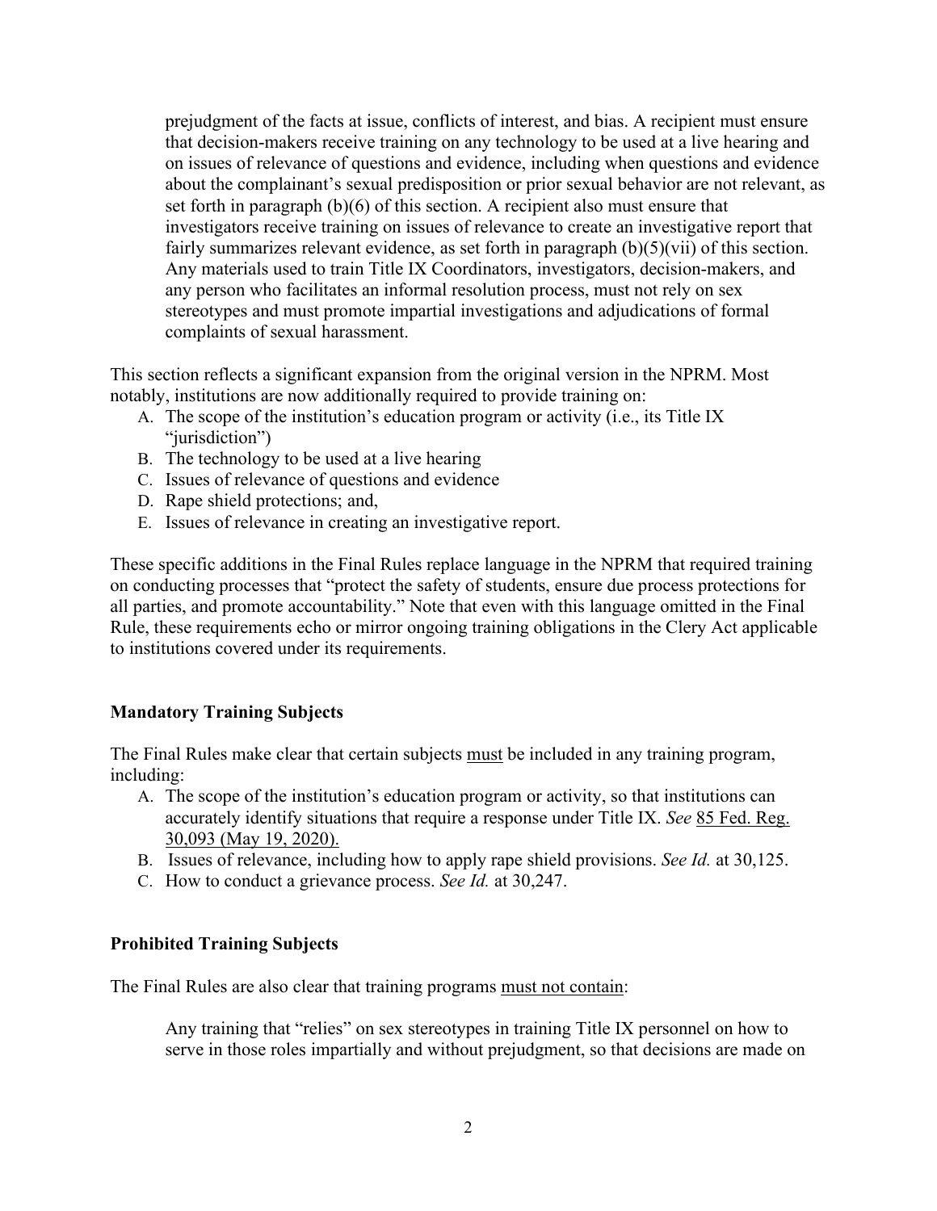> prejudgment of the facts at issue, conflicts of interest, and bias. A recipient must ensure that decision-makers receive training on any technology to be used at a live hearing and on issues of relevance of questions and evidence, including when questions and evidence about the complainant's sexual predisposition or prior sexual behavior are not relevant, as set forth in paragraph (b)(6) of this section. A recipient also must ensure that investigators receive training on issues of relevance to create an investigative report that fairly summarizes relevant evidence, as set forth in paragraph (b)(5)(vii) of this section. Any materials used to train Title IX Coordinators, investigators, decision-makers, and any person who facilitates an informal resolution process, must not rely on sex stereotypes and must promote impartial investigations and adjudications of formal complaints of sexual harassment.

This section reflects a significant expansion from the original version in the NPRM. Most notably, institutions are now additionally required to provide training on:

A. The scope of the institution's education program or activity (i.e., its Title IX "jurisdiction")
B. The technology to be used at a live hearing
C. Issues of relevance of questions and evidence
D. Rape shield protections; and,
E. Issues of relevance in creating an investigative report.

These specific additions in the Final Rules replace language in the NPRM that required training on conducting processes that "protect the safety of students, ensure due process protections for all parties, and promote accountability." Note that even with this language omitted in the Final Rule, these requirements echo or mirror ongoing training obligations in the Clery Act applicable to institutions covered under its requirements.

**Mandatory Training Subjects**

The Final Rules make clear that certain subjects <u>must</u> be included in any training program, including:

A. The scope of the institution's education program or activity, so that institutions can accurately identify situations that require a response under Title IX. *See* <u>85 Fed. Reg. 30,093 (May 19, 2020).</u>
B. Issues of relevance, including how to apply rape shield provisions. *See Id.* at 30,125.
C. How to conduct a grievance process. *See Id.* at 30,247.

**Prohibited Training Subjects**

The Final Rules are also clear that training programs <u>must not contain</u>:

> Any training that "relies" on sex stereotypes in training Title IX personnel on how to serve in those roles impartially and without prejudgment, so that decisions are made on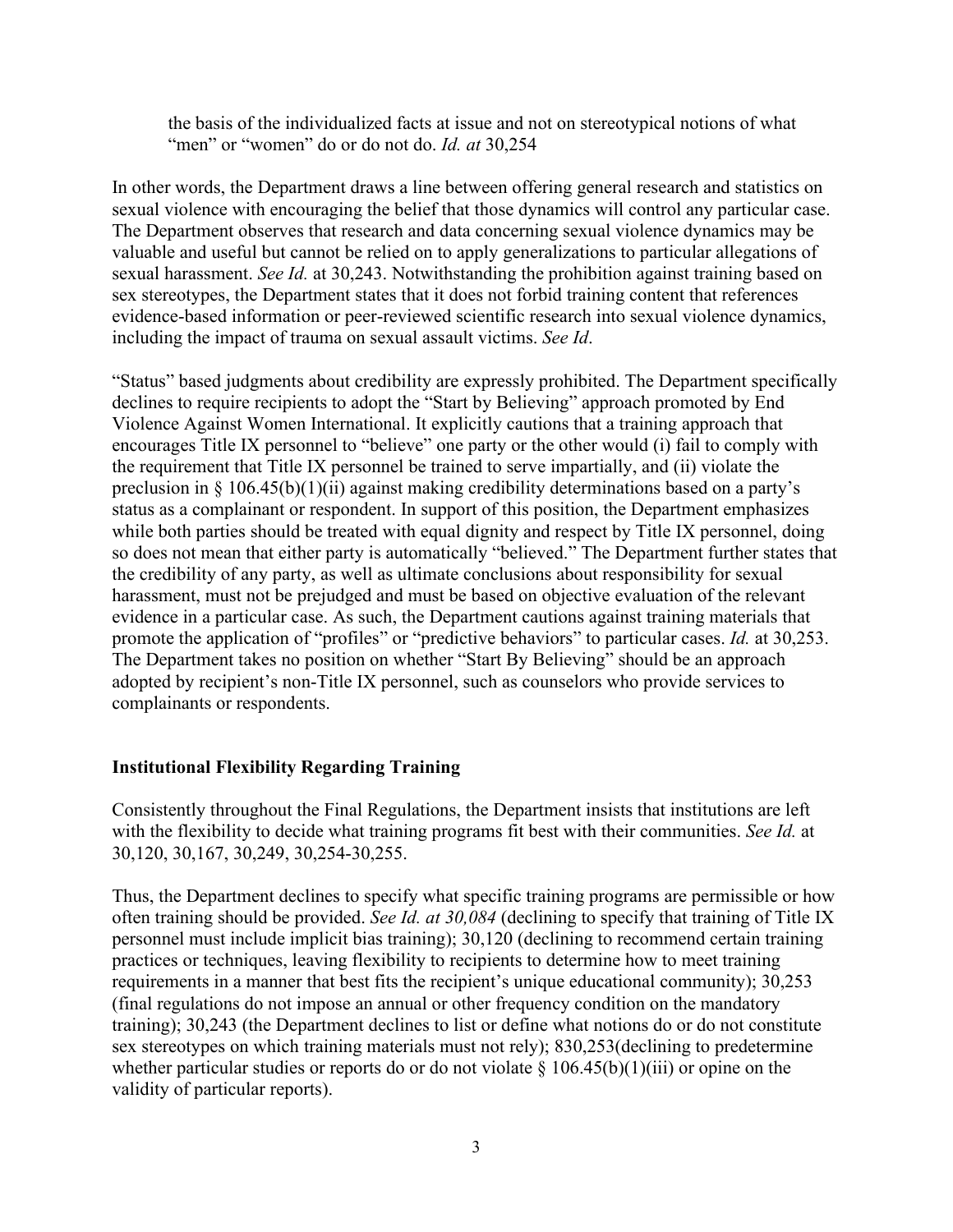the basis of the individualized facts at issue and not on stereotypical notions of what "men" or "women" do or do not do. *Id. at* 30,254

In other words, the Department draws a line between offering general research and statistics on sexual violence with encouraging the belief that those dynamics will control any particular case. The Department observes that research and data concerning sexual violence dynamics may be valuable and useful but cannot be relied on to apply generalizations to particular allegations of sexual harassment. *See Id.* at 30,243. Notwithstanding the prohibition against training based on sex stereotypes, the Department states that it does not forbid training content that references evidence-based information or peer-reviewed scientific research into sexual violence dynamics, including the impact of trauma on sexual assault victims. *See Id*.

"Status" based judgments about credibility are expressly prohibited. The Department specifically declines to require recipients to adopt the "Start by Believing" approach promoted by End Violence Against Women International. It explicitly cautions that a training approach that encourages Title IX personnel to "believe" one party or the other would (i) fail to comply with the requirement that Title IX personnel be trained to serve impartially, and (ii) violate the preclusion in § 106.45(b)(1)(ii) against making credibility determinations based on a party's status as a complainant or respondent. In support of this position, the Department emphasizes while both parties should be treated with equal dignity and respect by Title IX personnel, doing so does not mean that either party is automatically "believed." The Department further states that the credibility of any party, as well as ultimate conclusions about responsibility for sexual harassment, must not be prejudged and must be based on objective evaluation of the relevant evidence in a particular case. As such, the Department cautions against training materials that promote the application of "profiles" or "predictive behaviors" to particular cases. *Id.* at 30,253. The Department takes no position on whether "Start By Believing" should be an approach adopted by recipient's non-Title IX personnel, such as counselors who provide services to complainants or respondents.

**Institutional Flexibility Regarding Training**

Consistently throughout the Final Regulations, the Department insists that institutions are left with the flexibility to decide what training programs fit best with their communities. *See Id.* at 30,120, 30,167, 30,249, 30,254-30,255.

Thus, the Department declines to specify what specific training programs are permissible or how often training should be provided. *See Id. at 30,084* (declining to specify that training of Title IX personnel must include implicit bias training); 30,120 (declining to recommend certain training practices or techniques, leaving flexibility to recipients to determine how to meet training requirements in a manner that best fits the recipient's unique educational community); 30,253 (final regulations do not impose an annual or other frequency condition on the mandatory training); 30,243 (the Department declines to list or define what notions do or do not constitute sex stereotypes on which training materials must not rely); 830,253(declining to predetermine whether particular studies or reports do or do not violate § 106.45(b)(1)(iii) or opine on the validity of particular reports).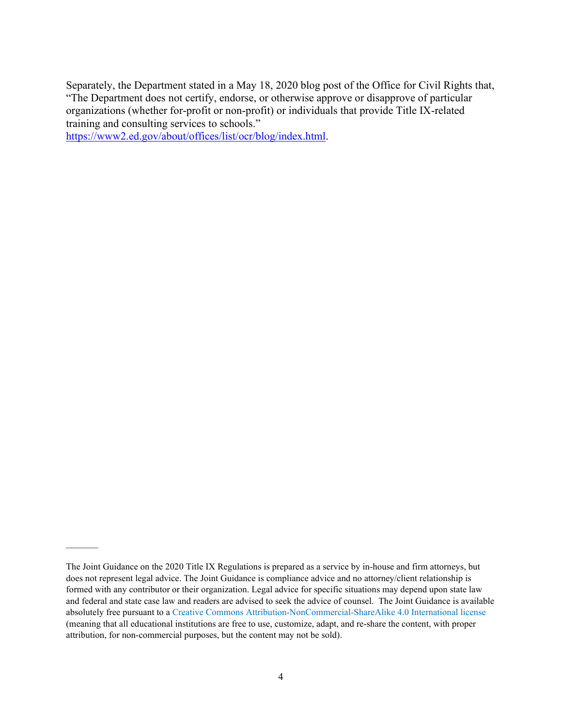Separately, the Department stated in a May 18, 2020 blog post of the Office for Civil Rights that, "The Department does not certify, endorse, or otherwise approve or disapprove of particular organizations (whether for-profit or non-profit) or individuals that provide Title IX-related training and consulting services to schools." https://www2.ed.gov/about/offices/list/ocr/blog/index.html.

---

The Joint Guidance on the 2020 Title IX Regulations is prepared as a service by in-house and firm attorneys, but does not represent legal advice. The Joint Guidance is compliance advice and no attorney/client relationship is formed with any contributor or their organization. Legal advice for specific situations may depend upon state law and federal and state case law and readers are advised to seek the advice of counsel. The Joint Guidance is available absolutely free pursuant to a Creative Commons Attribution-NonCommercial-ShareAlike 4.0 International license (meaning that all educational institutions are free to use, customize, adapt, and re-share the content, with proper attribution, for non-commercial purposes, but the content may not be sold).